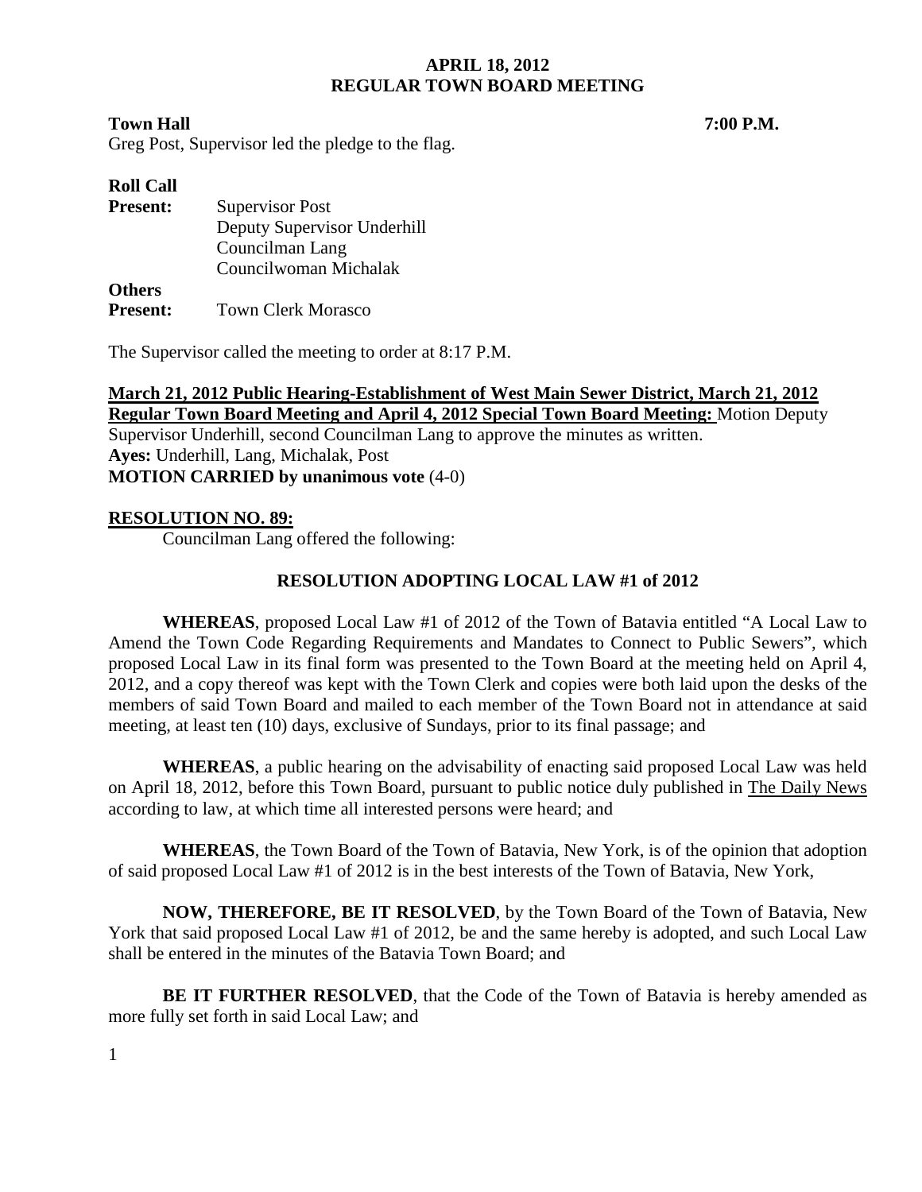**APRIL 18, 2012**
**REGULAR TOWN BOARD MEETING**

**Town Hall** **7:00 P.M.**

Greg Post, Supervisor led the pledge to the flag.

**Roll Call**

**Present:** Supervisor Post
Deputy Supervisor Underhill
Councilman Lang
Councilwoman Michalak

**Others**
**Present:** Town Clerk Morasco

The Supervisor called the meeting to order at 8:17 P.M.

**March 21, 2012 Public Hearing-Establishment of West Main Sewer District, March 21, 2012 Regular Town Board Meeting and April 4, 2012 Special Town Board Meeting:** Motion Deputy Supervisor Underhill, second Councilman Lang to approve the minutes as written.
**Ayes:** Underhill, Lang, Michalak, Post
**MOTION CARRIED by unanimous vote** (4-0)

**RESOLUTION NO. 89:**

Councilman Lang offered the following:

**RESOLUTION ADOPTING LOCAL LAW #1 of 2012**

**WHEREAS**, proposed Local Law #1 of 2012 of the Town of Batavia entitled "A Local Law to Amend the Town Code Regarding Requirements and Mandates to Connect to Public Sewers", which proposed Local Law in its final form was presented to the Town Board at the meeting held on April 4, 2012, and a copy thereof was kept with the Town Clerk and copies were both laid upon the desks of the members of said Town Board and mailed to each member of the Town Board not in attendance at said meeting, at least ten (10) days, exclusive of Sundays, prior to its final passage; and

**WHEREAS**, a public hearing on the advisability of enacting said proposed Local Law was held on April 18, 2012, before this Town Board, pursuant to public notice duly published in The Daily News according to law, at which time all interested persons were heard; and

**WHEREAS**, the Town Board of the Town of Batavia, New York, is of the opinion that adoption of said proposed Local Law #1 of 2012 is in the best interests of the Town of Batavia, New York,

**NOW, THEREFORE, BE IT RESOLVED**, by the Town Board of the Town of Batavia, New York that said proposed Local Law #1 of 2012, be and the same hereby is adopted, and such Local Law shall be entered in the minutes of the Batavia Town Board; and

**BE IT FURTHER RESOLVED**, that the Code of the Town of Batavia is hereby amended as more fully set forth in said Local Law; and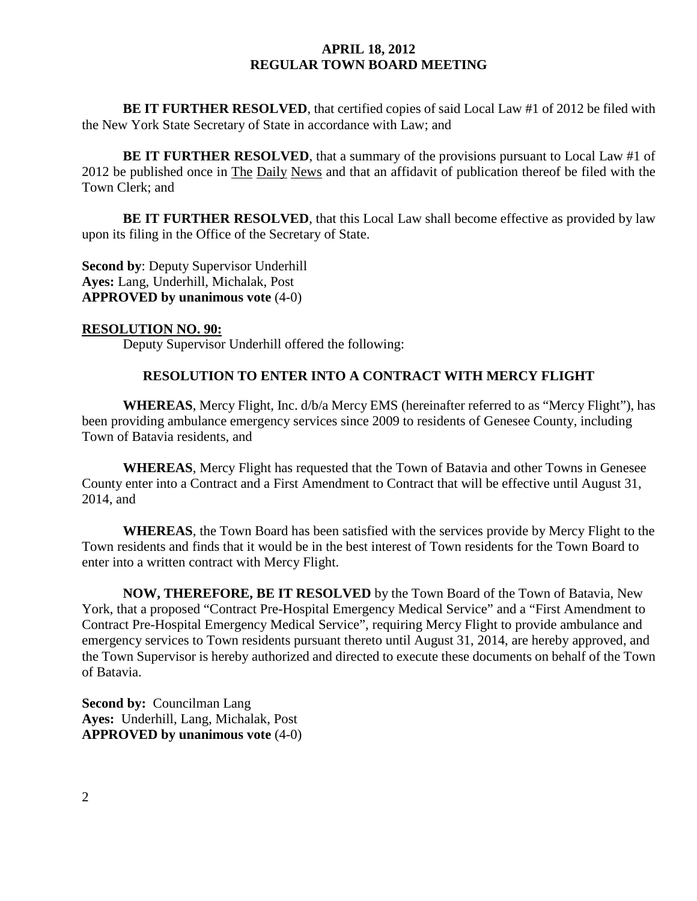**BE IT FURTHER RESOLVED**, that certified copies of said Local Law #1 of 2012 be filed with the New York State Secretary of State in accordance with Law; and

**BE IT FURTHER RESOLVED**, that a summary of the provisions pursuant to Local Law #1 of 2012 be published once in The Daily News and that an affidavit of publication thereof be filed with the Town Clerk; and

**BE IT FURTHER RESOLVED**, that this Local Law shall become effective as provided by law upon its filing in the Office of the Secretary of State.

**Second by**: Deputy Supervisor Underhill
**Ayes:** Lang, Underhill, Michalak, Post
**APPROVED by unanimous vote** (4-0)

**RESOLUTION NO. 90:**

Deputy Supervisor Underhill offered the following:

**RESOLUTION TO ENTER INTO A CONTRACT WITH MERCY FLIGHT**

**WHEREAS**, Mercy Flight, Inc. d/b/a Mercy EMS (hereinafter referred to as "Mercy Flight"), has been providing ambulance emergency services since 2009 to residents of Genesee County, including Town of Batavia residents, and

**WHEREAS**, Mercy Flight has requested that the Town of Batavia and other Towns in Genesee County enter into a Contract and a First Amendment to Contract that will be effective until August 31, 2014, and

**WHEREAS**, the Town Board has been satisfied with the services provide by Mercy Flight to the Town residents and finds that it would be in the best interest of Town residents for the Town Board to enter into a written contract with Mercy Flight.

**NOW, THEREFORE, BE IT RESOLVED** by the Town Board of the Town of Batavia, New York, that a proposed "Contract Pre-Hospital Emergency Medical Service" and a "First Amendment to Contract Pre-Hospital Emergency Medical Service", requiring Mercy Flight to provide ambulance and emergency services to Town residents pursuant thereto until August 31, 2014, are hereby approved, and the Town Supervisor is hereby authorized and directed to execute these documents on behalf of the Town of Batavia.

**Second by:** Councilman Lang
**Ayes:** Underhill, Lang, Michalak, Post
**APPROVED by unanimous vote** (4-0)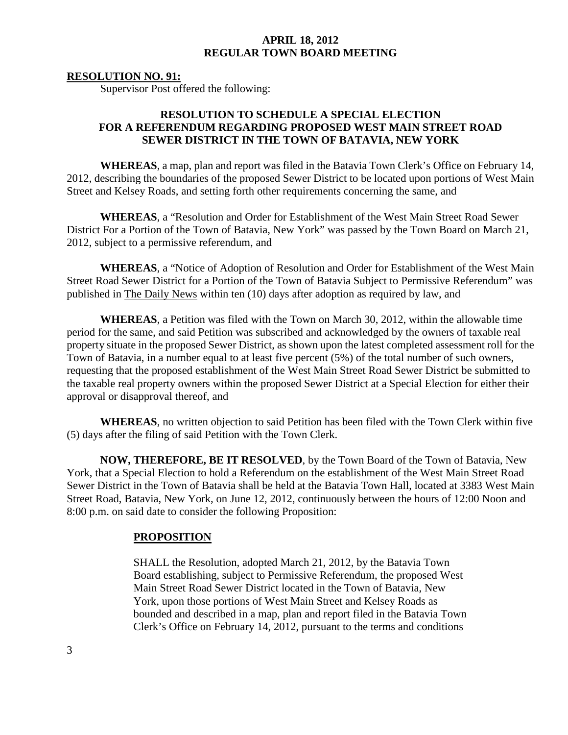**APRIL 18, 2012**
**REGULAR TOWN BOARD MEETING**

**RESOLUTION NO. 91:**

Supervisor Post offered the following:

**RESOLUTION TO SCHEDULE A SPECIAL ELECTION FOR A REFERENDUM REGARDING PROPOSED WEST MAIN STREET ROAD SEWER DISTRICT IN THE TOWN OF BATAVIA, NEW YORK**

**WHEREAS**, a map, plan and report was filed in the Batavia Town Clerk's Office on February 14, 2012, describing the boundaries of the proposed Sewer District to be located upon portions of West Main Street and Kelsey Roads, and setting forth other requirements concerning the same, and

**WHEREAS**, a "Resolution and Order for Establishment of the West Main Street Road Sewer District For a Portion of the Town of Batavia, New York" was passed by the Town Board on March 21, 2012, subject to a permissive referendum, and

**WHEREAS**, a "Notice of Adoption of Resolution and Order for Establishment of the West Main Street Road Sewer District for a Portion of the Town of Batavia Subject to Permissive Referendum" was published in The Daily News within ten (10) days after adoption as required by law, and

**WHEREAS**, a Petition was filed with the Town on March 30, 2012, within the allowable time period for the same, and said Petition was subscribed and acknowledged by the owners of taxable real property situate in the proposed Sewer District, as shown upon the latest completed assessment roll for the Town of Batavia, in a number equal to at least five percent (5%) of the total number of such owners, requesting that the proposed establishment of the West Main Street Road Sewer District be submitted to the taxable real property owners within the proposed Sewer District at a Special Election for either their approval or disapproval thereof, and

**WHEREAS**, no written objection to said Petition has been filed with the Town Clerk within five (5) days after the filing of said Petition with the Town Clerk.

**NOW, THEREFORE, BE IT RESOLVED**, by the Town Board of the Town of Batavia, New York, that a Special Election to hold a Referendum on the establishment of the West Main Street Road Sewer District in the Town of Batavia shall be held at the Batavia Town Hall, located at 3383 West Main Street Road, Batavia, New York, on June 12, 2012, continuously between the hours of 12:00 Noon and 8:00 p.m. on said date to consider the following Proposition:

**PROPOSITION**

SHALL the Resolution, adopted March 21, 2012, by the Batavia Town Board establishing, subject to Permissive Referendum, the proposed West Main Street Road Sewer District located in the Town of Batavia, New York, upon those portions of West Main Street and Kelsey Roads as bounded and described in a map, plan and report filed in the Batavia Town Clerk's Office on February 14, 2012, pursuant to the terms and conditions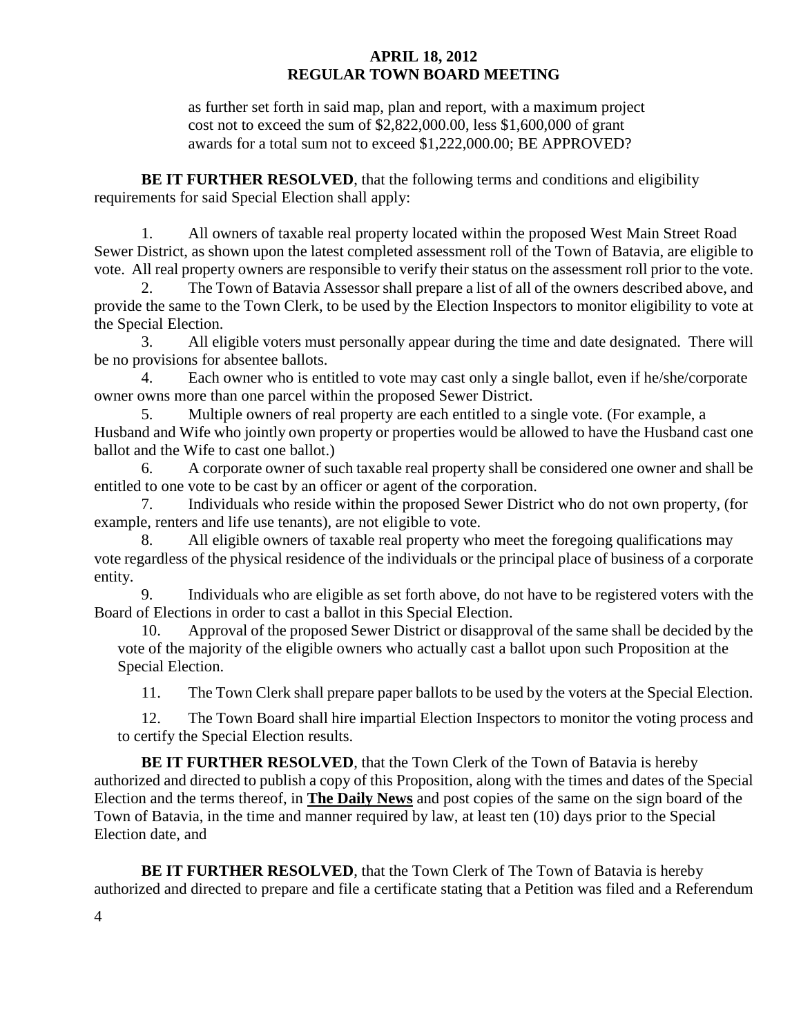as further set forth in said map, plan and report, with a maximum project cost not to exceed the sum of $2,822,000.00, less $1,600,000 of grant awards for a total sum not to exceed $1,222,000.00; BE APPROVED?

**BE IT FURTHER RESOLVED**, that the following terms and conditions and eligibility requirements for said Special Election shall apply:

1. All owners of taxable real property located within the proposed West Main Street Road Sewer District, as shown upon the latest completed assessment roll of the Town of Batavia, are eligible to vote. All real property owners are responsible to verify their status on the assessment roll prior to the vote.
2. The Town of Batavia Assessor shall prepare a list of all of the owners described above, and provide the same to the Town Clerk, to be used by the Election Inspectors to monitor eligibility to vote at the Special Election.
3. All eligible voters must personally appear during the time and date designated. There will be no provisions for absentee ballots.
4. Each owner who is entitled to vote may cast only a single ballot, even if he/she/corporate owner owns more than one parcel within the proposed Sewer District.
5. Multiple owners of real property are each entitled to a single vote. (For example, a Husband and Wife who jointly own property or properties would be allowed to have the Husband cast one ballot and the Wife to cast one ballot.)
6. A corporate owner of such taxable real property shall be considered one owner and shall be entitled to one vote to be cast by an officer or agent of the corporation.
7. Individuals who reside within the proposed Sewer District who do not own property, (for example, renters and life use tenants), are not eligible to vote.
8. All eligible owners of taxable real property who meet the foregoing qualifications may vote regardless of the physical residence of the individuals or the principal place of business of a corporate entity.
9. Individuals who are eligible as set forth above, do not have to be registered voters with the Board of Elections in order to cast a ballot in this Special Election.
10. Approval of the proposed Sewer District or disapproval of the same shall be decided by the vote of the majority of the eligible owners who actually cast a ballot upon such Proposition at the Special Election.
11. The Town Clerk shall prepare paper ballots to be used by the voters at the Special Election.
12. The Town Board shall hire impartial Election Inspectors to monitor the voting process and to certify the Special Election results.

**BE IT FURTHER RESOLVED**, that the Town Clerk of the Town of Batavia is hereby authorized and directed to publish a copy of this Proposition, along with the times and dates of the Special Election and the terms thereof, in **The Daily News** and post copies of the same on the sign board of the Town of Batavia, in the time and manner required by law, at least ten (10) days prior to the Special Election date, and

**BE IT FURTHER RESOLVED**, that the Town Clerk of The Town of Batavia is hereby authorized and directed to prepare and file a certificate stating that a Petition was filed and a Referendum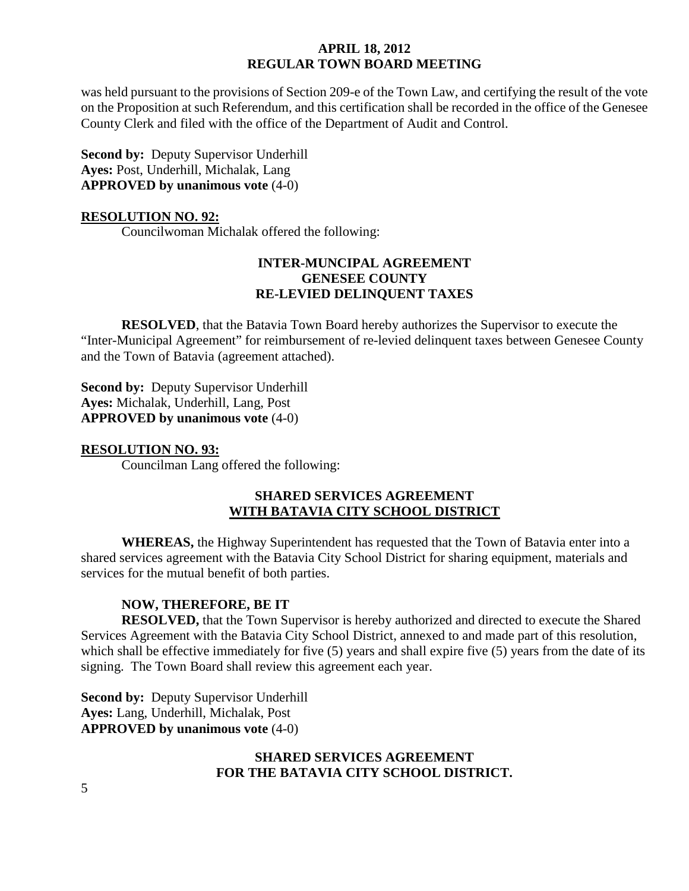was held pursuant to the provisions of Section 209-e of the Town Law, and certifying the result of the vote on the Proposition at such Referendum, and this certification shall be recorded in the office of the Genesee County Clerk and filed with the office of the Department of Audit and Control.

**Second by:** Deputy Supervisor Underhill
**Ayes:** Post, Underhill, Michalak, Lang
**APPROVED by unanimous vote** (4-0)

**RESOLUTION NO. 92:**

Councilwoman Michalak offered the following:

**INTER-MUNCIPAL AGREEMENT**
**GENESEE COUNTY**
**RE-LEVIED DELINQUENT TAXES**

**RESOLVED**, that the Batavia Town Board hereby authorizes the Supervisor to execute the "Inter-Municipal Agreement" for reimbursement of re-levied delinquent taxes between Genesee County and the Town of Batavia (agreement attached).

**Second by:** Deputy Supervisor Underhill
**Ayes:** Michalak, Underhill, Lang, Post
**APPROVED by unanimous vote** (4-0)

**RESOLUTION NO. 93:**

Councilman Lang offered the following:

**SHARED SERVICES AGREEMENT**
**WITH BATAVIA CITY SCHOOL DISTRICT**

**WHEREAS,** the Highway Superintendent has requested that the Town of Batavia enter into a shared services agreement with the Batavia City School District for sharing equipment, materials and services for the mutual benefit of both parties.

**NOW, THEREFORE, BE IT**

**RESOLVED,** that the Town Supervisor is hereby authorized and directed to execute the Shared Services Agreement with the Batavia City School District, annexed to and made part of this resolution, which shall be effective immediately for five (5) years and shall expire five (5) years from the date of its signing. The Town Board shall review this agreement each year.

**Second by:** Deputy Supervisor Underhill
**Ayes:** Lang, Underhill, Michalak, Post
**APPROVED by unanimous vote** (4-0)

**SHARED SERVICES AGREEMENT**
**FOR THE BATAVIA CITY SCHOOL DISTRICT.**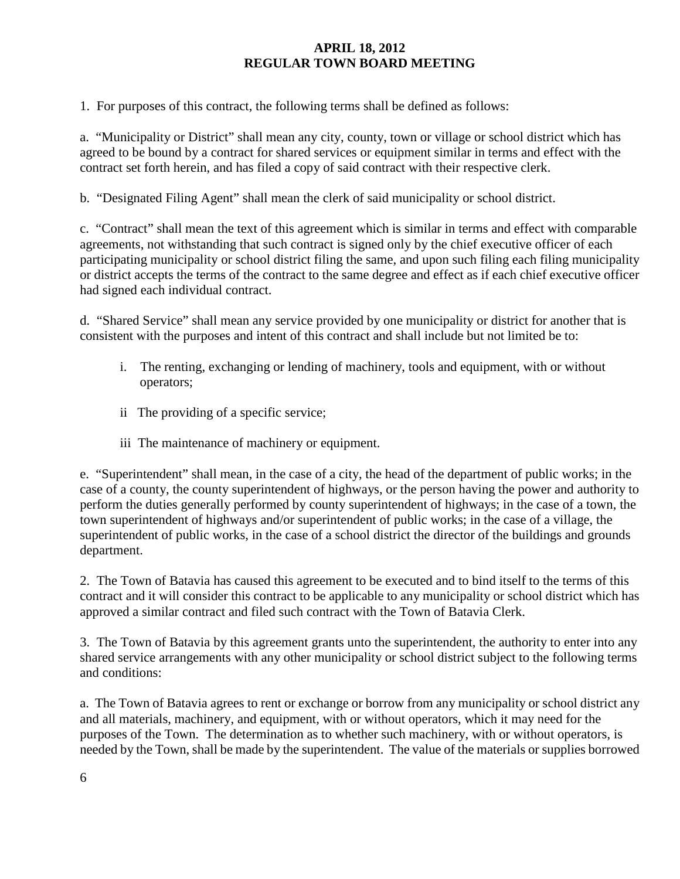1. For purposes of this contract, the following terms shall be defined as follows:

a. "Municipality or District" shall mean any city, county, town or village or school district which has agreed to be bound by a contract for shared services or equipment similar in terms and effect with the contract set forth herein, and has filed a copy of said contract with their respective clerk.

b. "Designated Filing Agent" shall mean the clerk of said municipality or school district.

c. "Contract" shall mean the text of this agreement which is similar in terms and effect with comparable agreements, not withstanding that such contract is signed only by the chief executive officer of each participating municipality or school district filing the same, and upon such filing each filing municipality or district accepts the terms of the contract to the same degree and effect as if each chief executive officer had signed each individual contract.

d. "Shared Service" shall mean any service provided by one municipality or district for another that is consistent with the purposes and intent of this contract and shall include but not limited be to:

- i. The renting, exchanging or lending of machinery, tools and equipment, with or without operators;
- ii The providing of a specific service;
- iii The maintenance of machinery or equipment.

e. "Superintendent" shall mean, in the case of a city, the head of the department of public works; in the case of a county, the county superintendent of highways, or the person having the power and authority to perform the duties generally performed by county superintendent of highways; in the case of a town, the town superintendent of highways and/or superintendent of public works; in the case of a village, the superintendent of public works, in the case of a school district the director of the buildings and grounds department.

2. The Town of Batavia has caused this agreement to be executed and to bind itself to the terms of this contract and it will consider this contract to be applicable to any municipality or school district which has approved a similar contract and filed such contract with the Town of Batavia Clerk.

3. The Town of Batavia by this agreement grants unto the superintendent, the authority to enter into any shared service arrangements with any other municipality or school district subject to the following terms and conditions:

a. The Town of Batavia agrees to rent or exchange or borrow from any municipality or school district any and all materials, machinery, and equipment, with or without operators, which it may need for the purposes of the Town. The determination as to whether such machinery, with or without operators, is needed by the Town, shall be made by the superintendent. The value of the materials or supplies borrowed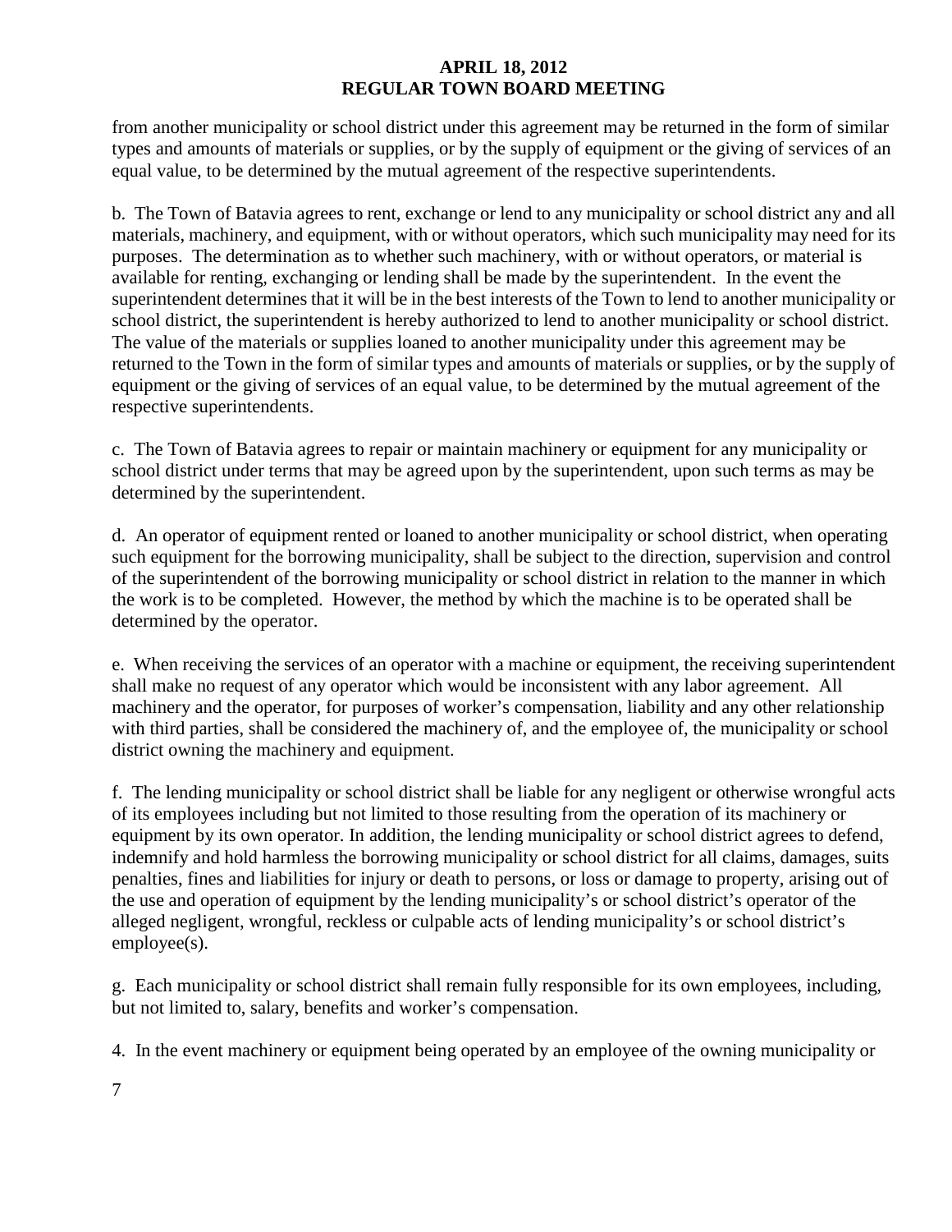from another municipality or school district under this agreement may be returned in the form of similar types and amounts of materials or supplies, or by the supply of equipment or the giving of services of an equal value, to be determined by the mutual agreement of the respective superintendents.

b. The Town of Batavia agrees to rent, exchange or lend to any municipality or school district any and all materials, machinery, and equipment, with or without operators, which such municipality may need for its purposes. The determination as to whether such machinery, with or without operators, or material is available for renting, exchanging or lending shall be made by the superintendent. In the event the superintendent determines that it will be in the best interests of the Town to lend to another municipality or school district, the superintendent is hereby authorized to lend to another municipality or school district. The value of the materials or supplies loaned to another municipality under this agreement may be returned to the Town in the form of similar types and amounts of materials or supplies, or by the supply of equipment or the giving of services of an equal value, to be determined by the mutual agreement of the respective superintendents.

c. The Town of Batavia agrees to repair or maintain machinery or equipment for any municipality or school district under terms that may be agreed upon by the superintendent, upon such terms as may be determined by the superintendent.

d. An operator of equipment rented or loaned to another municipality or school district, when operating such equipment for the borrowing municipality, shall be subject to the direction, supervision and control of the superintendent of the borrowing municipality or school district in relation to the manner in which the work is to be completed. However, the method by which the machine is to be operated shall be determined by the operator.

e. When receiving the services of an operator with a machine or equipment, the receiving superintendent shall make no request of any operator which would be inconsistent with any labor agreement. All machinery and the operator, for purposes of worker's compensation, liability and any other relationship with third parties, shall be considered the machinery of, and the employee of, the municipality or school district owning the machinery and equipment.

f. The lending municipality or school district shall be liable for any negligent or otherwise wrongful acts of its employees including but not limited to those resulting from the operation of its machinery or equipment by its own operator. In addition, the lending municipality or school district agrees to defend, indemnify and hold harmless the borrowing municipality or school district for all claims, damages, suits penalties, fines and liabilities for injury or death to persons, or loss or damage to property, arising out of the use and operation of equipment by the lending municipality's or school district's operator of the alleged negligent, wrongful, reckless or culpable acts of lending municipality's or school district's employee(s).

g. Each municipality or school district shall remain fully responsible for its own employees, including, but not limited to, salary, benefits and worker's compensation.

4. In the event machinery or equipment being operated by an employee of the owning municipality or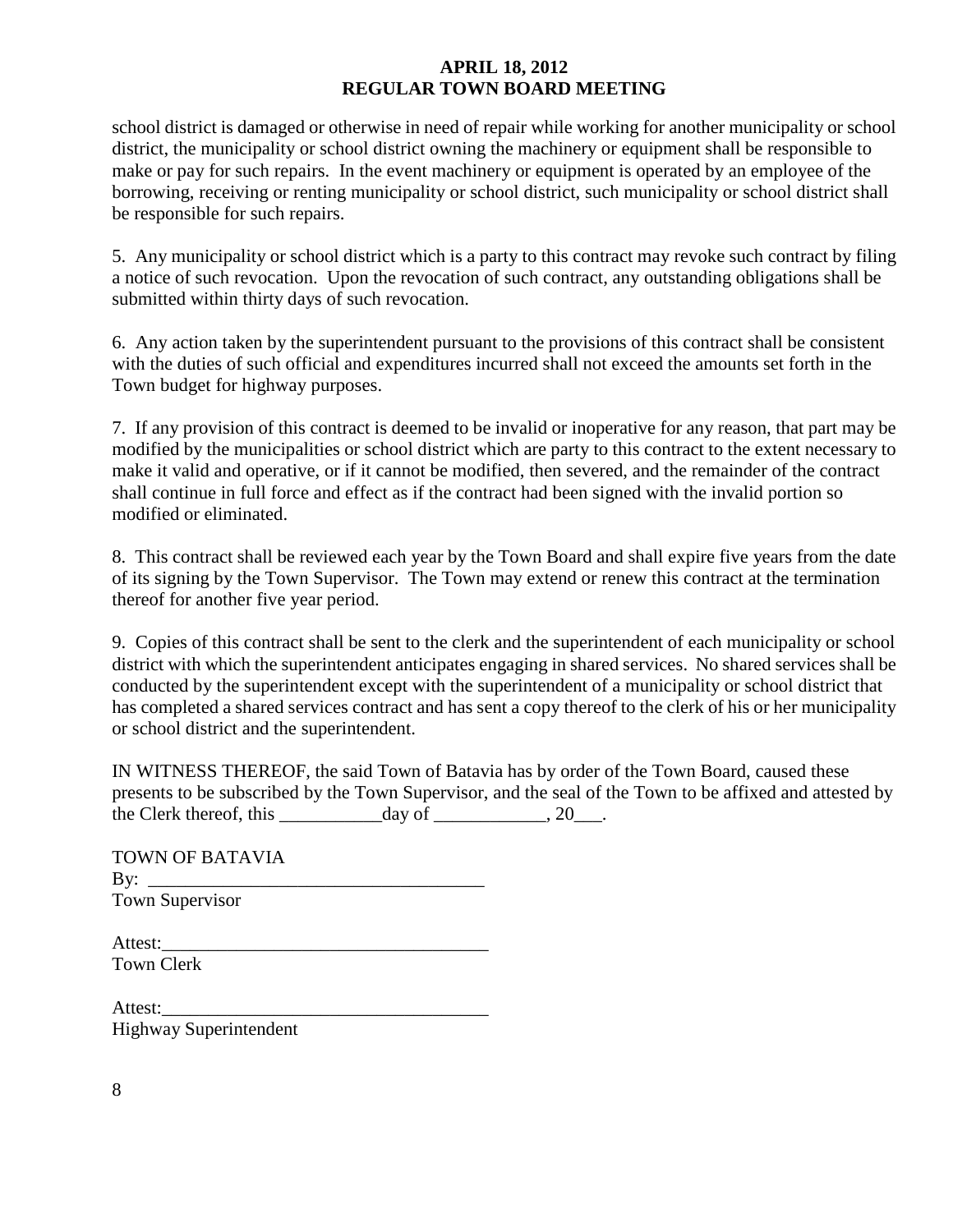school district is damaged or otherwise in need of repair while working for another municipality or school district, the municipality or school district owning the machinery or equipment shall be responsible to make or pay for such repairs. In the event machinery or equipment is operated by an employee of the borrowing, receiving or renting municipality or school district, such municipality or school district shall be responsible for such repairs.

5. Any municipality or school district which is a party to this contract may revoke such contract by filing a notice of such revocation. Upon the revocation of such contract, any outstanding obligations shall be submitted within thirty days of such revocation.

6. Any action taken by the superintendent pursuant to the provisions of this contract shall be consistent with the duties of such official and expenditures incurred shall not exceed the amounts set forth in the Town budget for highway purposes.

7. If any provision of this contract is deemed to be invalid or inoperative for any reason, that part may be modified by the municipalities or school district which are party to this contract to the extent necessary to make it valid and operative, or if it cannot be modified, then severed, and the remainder of the contract shall continue in full force and effect as if the contract had been signed with the invalid portion so modified or eliminated.

8. This contract shall be reviewed each year by the Town Board and shall expire five years from the date of its signing by the Town Supervisor. The Town may extend or renew this contract at the termination thereof for another five year period.

9. Copies of this contract shall be sent to the clerk and the superintendent of each municipality or school district with which the superintendent anticipates engaging in shared services. No shared services shall be conducted by the superintendent except with the superintendent of a municipality or school district that has completed a shared services contract and has sent a copy thereof to the clerk of his or her municipality or school district and the superintendent.

IN WITNESS THEREOF, the said Town of Batavia has by order of the Town Board, caused these presents to be subscribed by the Town Supervisor, and the seal of the Town to be affixed and attested by the Clerk thereof, this ___________day of ____________, 20___.

TOWN OF BATAVIA
By: ____________________________________
Town Supervisor

Attest:___________________________________
Town Clerk

Attest:___________________________________
Highway Superintendent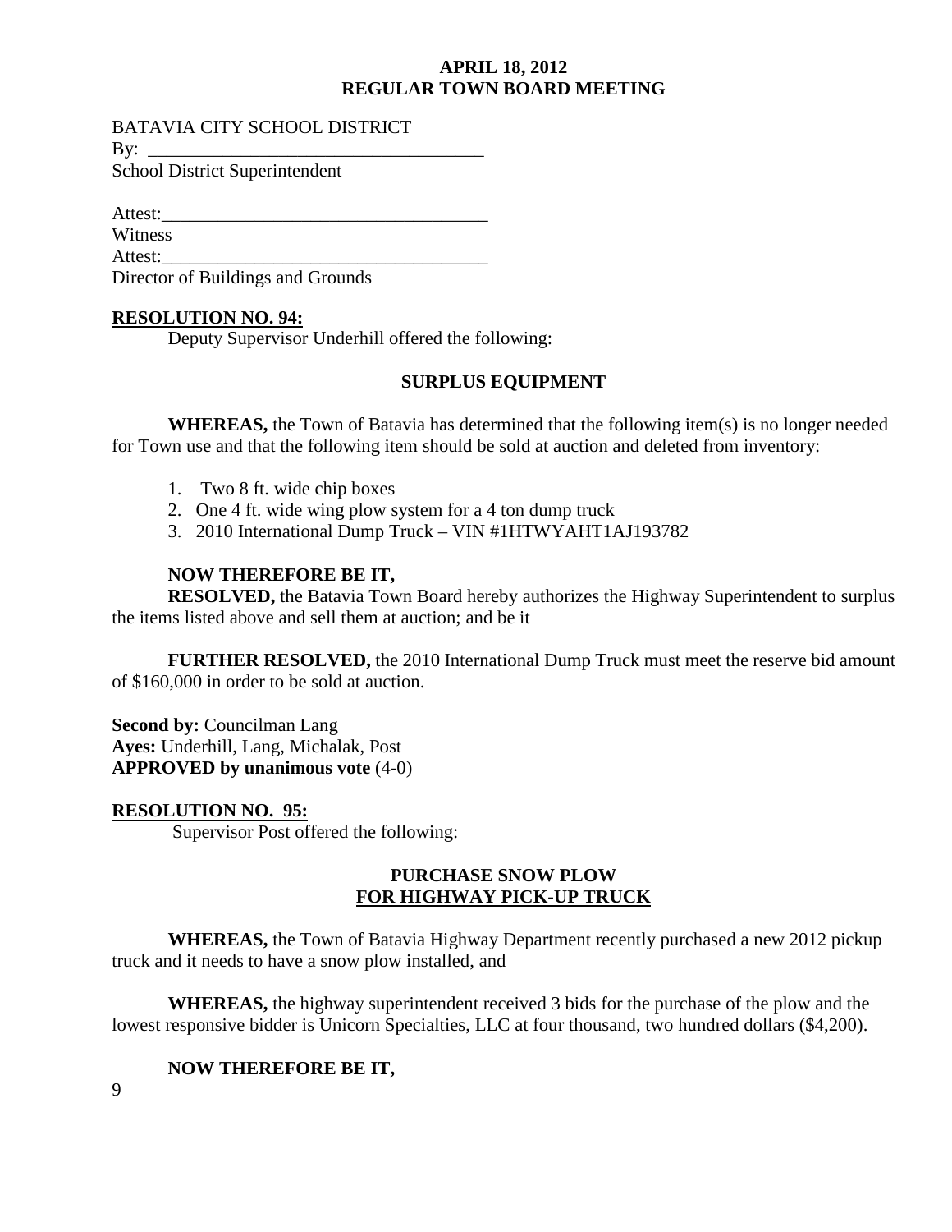BATAVIA CITY SCHOOL DISTRICT
By: ____________________________________
School District Superintendent

Attest:___________________________________
Witness
Attest:___________________________________
Director of Buildings and Grounds

**RESOLUTION NO. 94:**
Deputy Supervisor Underhill offered the following:

**SURPLUS EQUIPMENT**

**WHEREAS,** the Town of Batavia has determined that the following item(s) is no longer needed for Town use and that the following item should be sold at auction and deleted from inventory:

1. Two 8 ft. wide chip boxes
2. One 4 ft. wide wing plow system for a 4 ton dump truck
3. 2010 International Dump Truck – VIN #1HTWYAHT1AJ193782

**NOW THEREFORE BE IT,**
**RESOLVED,** the Batavia Town Board hereby authorizes the Highway Superintendent to surplus the items listed above and sell them at auction; and be it

**FURTHER RESOLVED,** the 2010 International Dump Truck must meet the reserve bid amount of $160,000 in order to be sold at auction.

**Second by:** Councilman Lang
**Ayes:** Underhill, Lang, Michalak, Post
**APPROVED by unanimous vote** (4-0)

**RESOLUTION NO. 95:**
Supervisor Post offered the following:

**PURCHASE SNOW PLOW**
**FOR HIGHWAY PICK-UP TRUCK**

**WHEREAS,** the Town of Batavia Highway Department recently purchased a new 2012 pickup truck and it needs to have a snow plow installed, and

**WHEREAS,** the highway superintendent received 3 bids for the purchase of the plow and the lowest responsive bidder is Unicorn Specialties, LLC at four thousand, two hundred dollars ($4,200).

**NOW THEREFORE BE IT,**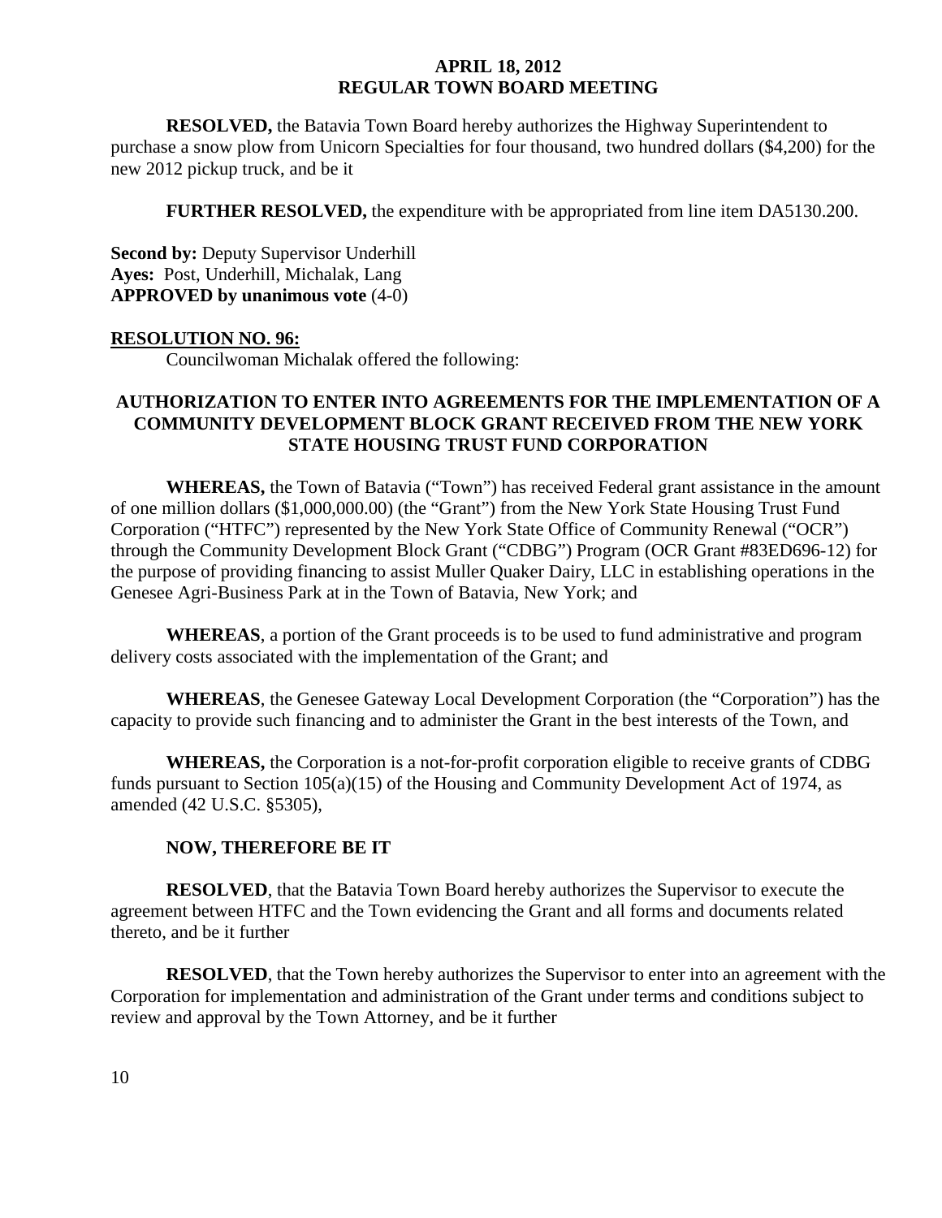**RESOLVED,** the Batavia Town Board hereby authorizes the Highway Superintendent to purchase a snow plow from Unicorn Specialties for four thousand, two hundred dollars ($4,200) for the new 2012 pickup truck, and be it

**FURTHER RESOLVED,** the expenditure with be appropriated from line item DA5130.200.

**Second by:** Deputy Supervisor Underhill
**Ayes:** Post, Underhill, Michalak, Lang
**APPROVED by unanimous vote** (4-0)

**RESOLUTION NO. 96:**

Councilwoman Michalak offered the following:

**AUTHORIZATION TO ENTER INTO AGREEMENTS FOR THE IMPLEMENTATION OF A COMMUNITY DEVELOPMENT BLOCK GRANT RECEIVED FROM THE NEW YORK STATE HOUSING TRUST FUND CORPORATION**

**WHEREAS,** the Town of Batavia ("Town") has received Federal grant assistance in the amount of one million dollars ($1,000,000.00) (the "Grant") from the New York State Housing Trust Fund Corporation ("HTFC") represented by the New York State Office of Community Renewal ("OCR") through the Community Development Block Grant ("CDBG") Program (OCR Grant #83ED696-12) for the purpose of providing financing to assist Muller Quaker Dairy, LLC in establishing operations in the Genesee Agri-Business Park at in the Town of Batavia, New York; and

**WHEREAS**, a portion of the Grant proceeds is to be used to fund administrative and program delivery costs associated with the implementation of the Grant; and

**WHEREAS**, the Genesee Gateway Local Development Corporation (the "Corporation") has the capacity to provide such financing and to administer the Grant in the best interests of the Town, and

**WHEREAS,** the Corporation is a not-for-profit corporation eligible to receive grants of CDBG funds pursuant to Section 105(a)(15) of the Housing and Community Development Act of 1974, as amended (42 U.S.C. §5305),

**NOW, THEREFORE BE IT**

**RESOLVED**, that the Batavia Town Board hereby authorizes the Supervisor to execute the agreement between HTFC and the Town evidencing the Grant and all forms and documents related thereto, and be it further

**RESOLVED**, that the Town hereby authorizes the Supervisor to enter into an agreement with the Corporation for implementation and administration of the Grant under terms and conditions subject to review and approval by the Town Attorney, and be it further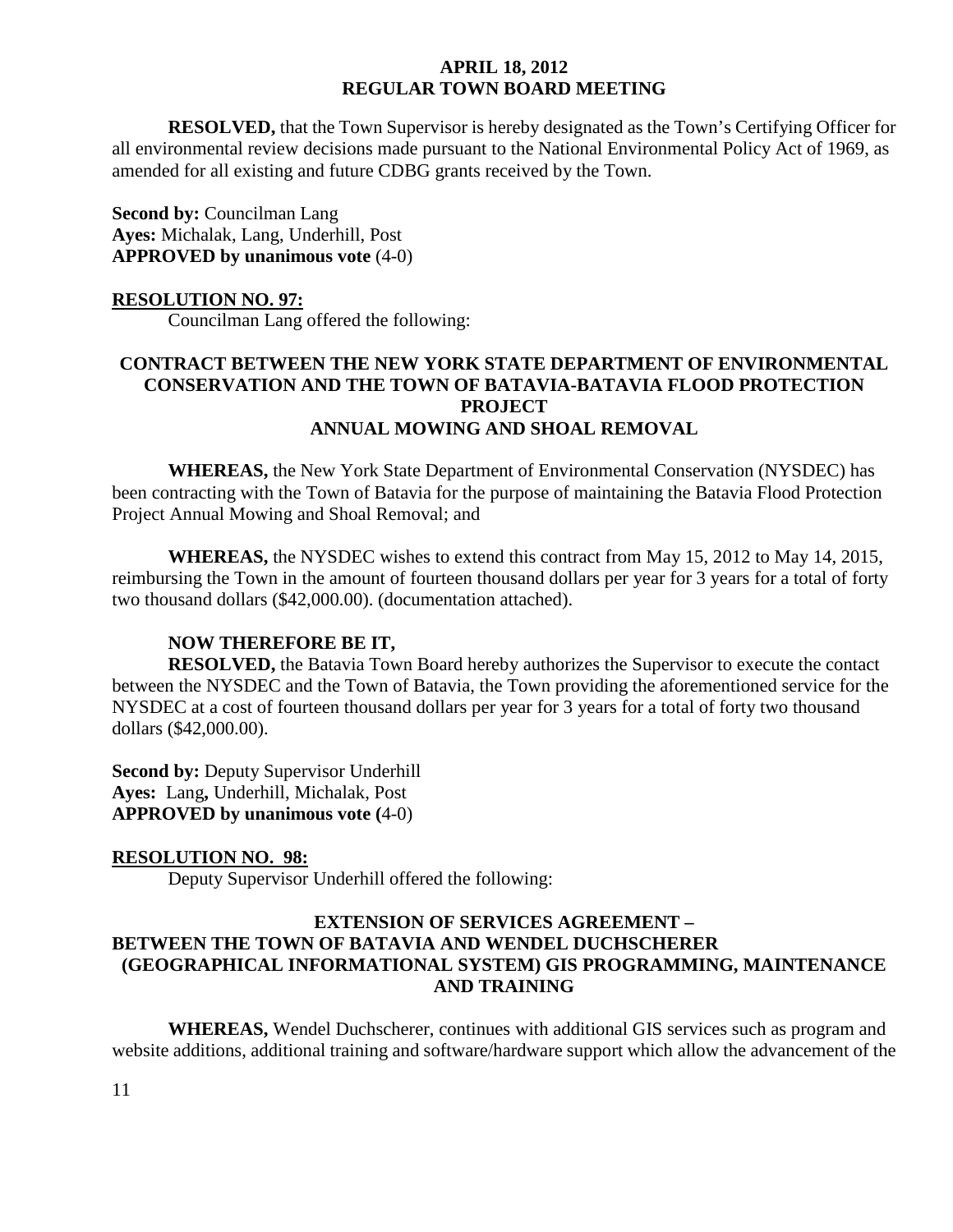**RESOLVED,** that the Town Supervisor is hereby designated as the Town's Certifying Officer for all environmental review decisions made pursuant to the National Environmental Policy Act of 1969, as amended for all existing and future CDBG grants received by the Town.

**Second by:** Councilman Lang
**Ayes:** Michalak, Lang, Underhill, Post
**APPROVED by unanimous vote** (4-0)

**RESOLUTION NO. 97:**

Councilman Lang offered the following:

**CONTRACT BETWEEN THE NEW YORK STATE DEPARTMENT OF ENVIRONMENTAL CONSERVATION AND THE TOWN OF BATAVIA-BATAVIA FLOOD PROTECTION PROJECT**
**ANNUAL MOWING AND SHOAL REMOVAL**

**WHEREAS,** the New York State Department of Environmental Conservation (NYSDEC) has been contracting with the Town of Batavia for the purpose of maintaining the Batavia Flood Protection Project Annual Mowing and Shoal Removal; and

**WHEREAS,** the NYSDEC wishes to extend this contract from May 15, 2012 to May 14, 2015, reimbursing the Town in the amount of fourteen thousand dollars per year for 3 years for a total of forty two thousand dollars ($42,000.00). (documentation attached).

**NOW THEREFORE BE IT,**

**RESOLVED,** the Batavia Town Board hereby authorizes the Supervisor to execute the contact between the NYSDEC and the Town of Batavia, the Town providing the aforementioned service for the NYSDEC at a cost of fourteen thousand dollars per year for 3 years for a total of forty two thousand dollars ($42,000.00).

**Second by:** Deputy Supervisor Underhill
**Ayes:** Lang**,** Underhill, Michalak, Post
**APPROVED by unanimous vote (**4-0)

**RESOLUTION NO. 98:**

Deputy Supervisor Underhill offered the following:

**EXTENSION OF SERVICES AGREEMENT –**
**BETWEEN THE TOWN OF BATAVIA AND WENDEL DUCHSCHERER**
**(GEOGRAPHICAL INFORMATIONAL SYSTEM) GIS PROGRAMMING, MAINTENANCE AND TRAINING**

**WHEREAS,** Wendel Duchscherer, continues with additional GIS services such as program and website additions, additional training and software/hardware support which allow the advancement of the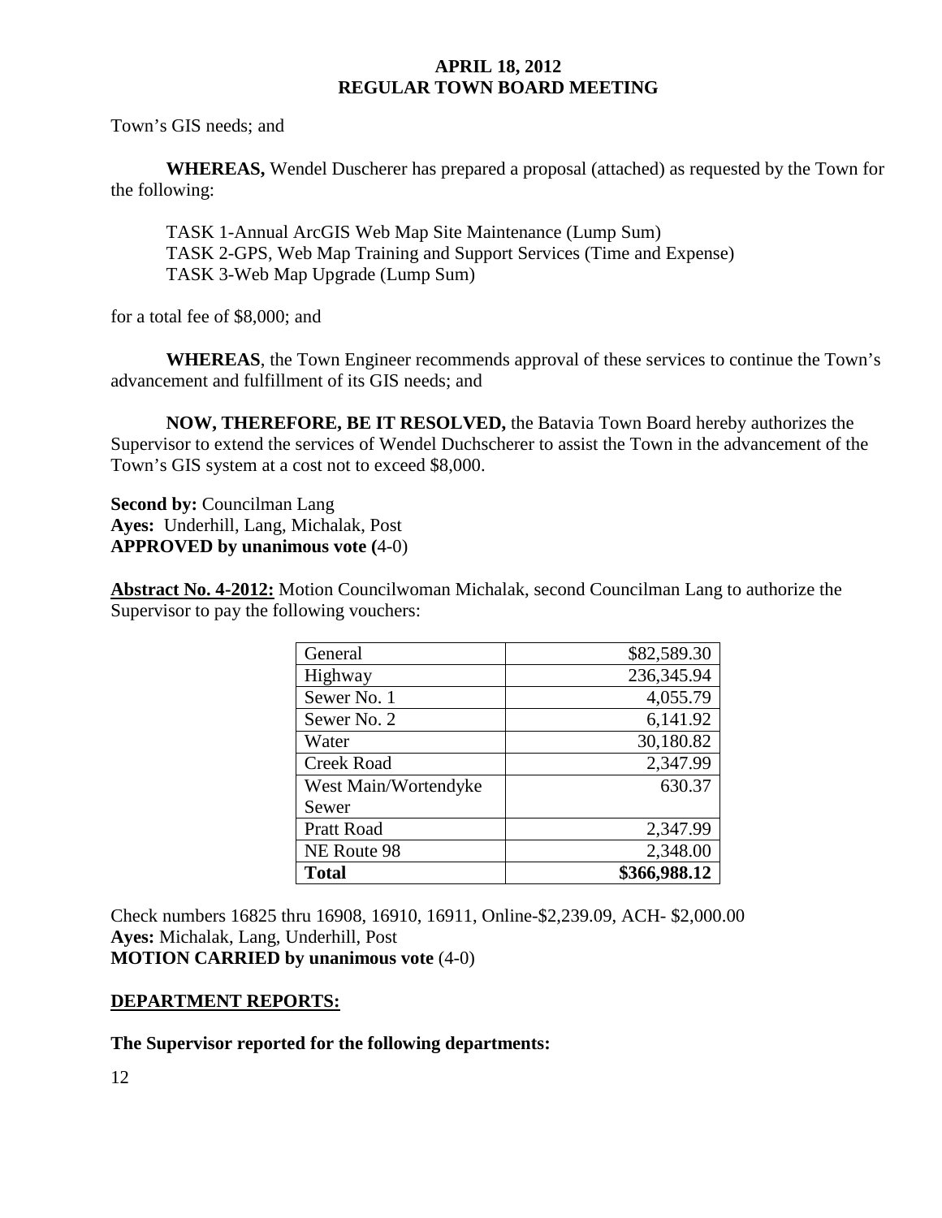Town's GIS needs; and

**WHEREAS,** Wendel Duscherer has prepared a proposal (attached) as requested by the Town for the following:

TASK 1-Annual ArcGIS Web Map Site Maintenance (Lump Sum)
TASK 2-GPS, Web Map Training and Support Services (Time and Expense)
TASK 3-Web Map Upgrade (Lump Sum)

for a total fee of $8,000; and

**WHEREAS**, the Town Engineer recommends approval of these services to continue the Town's advancement and fulfillment of its GIS needs; and

**NOW, THEREFORE, BE IT RESOLVED,** the Batavia Town Board hereby authorizes the Supervisor to extend the services of Wendel Duchscherer to assist the Town in the advancement of the Town's GIS system at a cost not to exceed $8,000.

**Second by:** Councilman Lang
**Ayes:** Underhill, Lang, Michalak, Post
**APPROVED by unanimous vote (**4-0)

**Abstract No. 4-2012:** Motion Councilwoman Michalak, second Councilman Lang to authorize the Supervisor to pay the following vouchers:

| | |
|---|---:|
| General | $82,589.30 |
| Highway | 236,345.94 |
| Sewer No. 1 | 4,055.79 |
| Sewer No. 2 | 6,141.92 |
| Water | 30,180.82 |
| Creek Road | 2,347.99 |
| West Main/Wortendyke Sewer | 630.37 |
| Pratt Road | 2,347.99 |
| NE Route 98 | 2,348.00 |
| **Total** | **$366,988.12** |

Check numbers 16825 thru 16908, 16910, 16911, Online-$2,239.09, ACH- $2,000.00
**Ayes:** Michalak, Lang, Underhill, Post
**MOTION CARRIED by unanimous vote** (4-0)

## DEPARTMENT REPORTS:

**The Supervisor reported for the following departments:**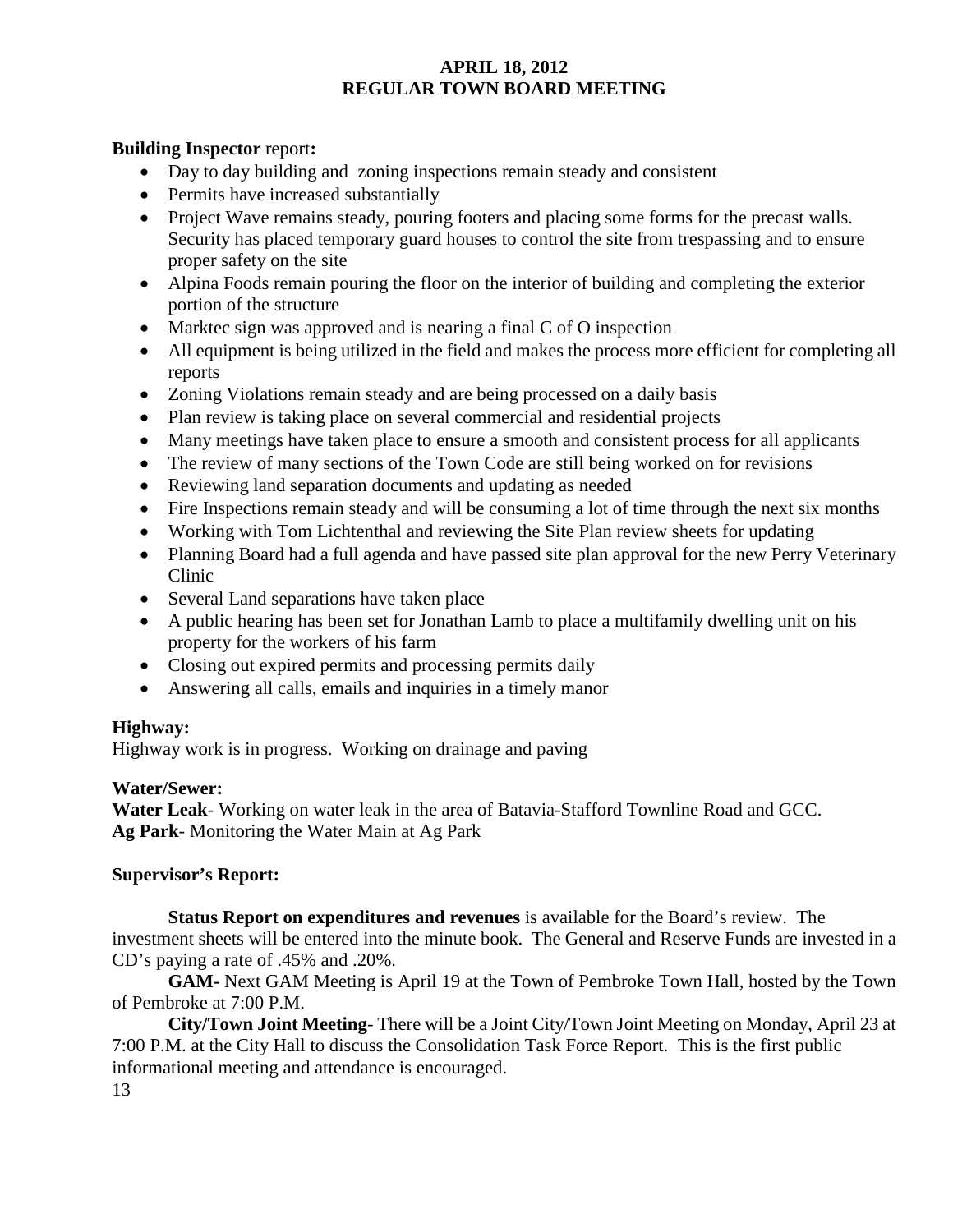**APRIL 18, 2012**
**REGULAR TOWN BOARD MEETING**

**Building Inspector** report**:**

- Day to day building and zoning inspections remain steady and consistent
- Permits have increased substantially
- Project Wave remains steady, pouring footers and placing some forms for the precast walls. Security has placed temporary guard houses to control the site from trespassing and to ensure proper safety on the site
- Alpina Foods remain pouring the floor on the interior of building and completing the exterior portion of the structure
- Marktec sign was approved and is nearing a final C of O inspection
- All equipment is being utilized in the field and makes the process more efficient for completing all reports
- Zoning Violations remain steady and are being processed on a daily basis
- Plan review is taking place on several commercial and residential projects
- Many meetings have taken place to ensure a smooth and consistent process for all applicants
- The review of many sections of the Town Code are still being worked on for revisions
- Reviewing land separation documents and updating as needed
- Fire Inspections remain steady and will be consuming a lot of time through the next six months
- Working with Tom Lichtenthal and reviewing the Site Plan review sheets for updating
- Planning Board had a full agenda and have passed site plan approval for the new Perry Veterinary Clinic
- Several Land separations have taken place
- A public hearing has been set for Jonathan Lamb to place a multifamily dwelling unit on his property for the workers of his farm
- Closing out expired permits and processing permits daily
- Answering all calls, emails and inquiries in a timely manor

**Highway:**
Highway work is in progress. Working on drainage and paving

**Water/Sewer:**
**Water Leak**- Working on water leak in the area of Batavia-Stafford Townline Road and GCC.
**Ag Park**- Monitoring the Water Main at Ag Park

**Supervisor's Report:**

**Status Report on expenditures and revenues** is available for the Board's review. The investment sheets will be entered into the minute book. The General and Reserve Funds are invested in a CD's paying a rate of .45% and .20%.

**GAM**- Next GAM Meeting is April 19 at the Town of Pembroke Town Hall, hosted by the Town of Pembroke at 7:00 P.M.

**City/Town Joint Meeting**- There will be a Joint City/Town Joint Meeting on Monday, April 23 at 7:00 P.M. at the City Hall to discuss the Consolidation Task Force Report. This is the first public informational meeting and attendance is encouraged.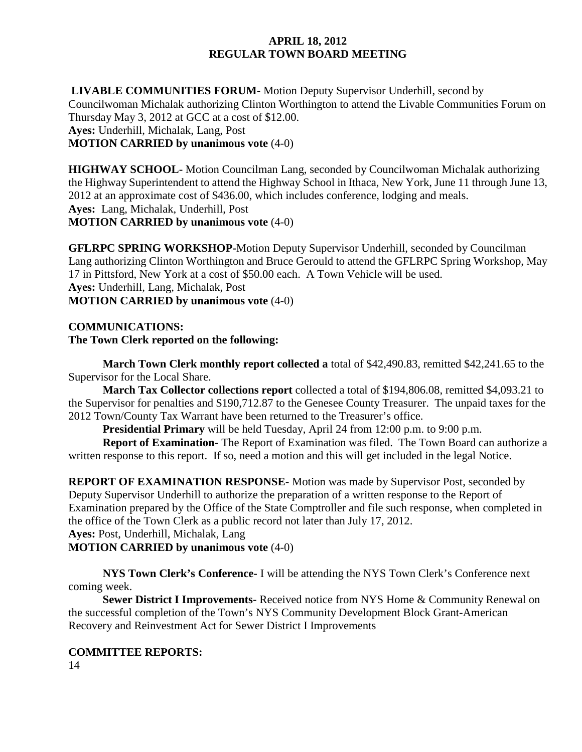**APRIL 18, 2012**
**REGULAR TOWN BOARD MEETING**

**LIVABLE COMMUNITIES FORUM-** Motion Deputy Supervisor Underhill, second by Councilwoman Michalak authorizing Clinton Worthington to attend the Livable Communities Forum on Thursday May 3, 2012 at GCC at a cost of $12.00.
**Ayes:** Underhill, Michalak, Lang, Post
**MOTION CARRIED by unanimous vote** (4-0)

**HIGHWAY SCHOOL-** Motion Councilman Lang, seconded by Councilwoman Michalak authorizing the Highway Superintendent to attend the Highway School in Ithaca, New York, June 11 through June 13, 2012 at an approximate cost of $436.00, which includes conference, lodging and meals.
**Ayes:** Lang, Michalak, Underhill, Post
**MOTION CARRIED by unanimous vote** (4-0)

**GFLRPC SPRING WORKSHOP-**Motion Deputy Supervisor Underhill, seconded by Councilman Lang authorizing Clinton Worthington and Bruce Gerould to attend the GFLRPC Spring Workshop, May 17 in Pittsford, New York at a cost of $50.00 each. A Town Vehicle will be used.
**Ayes:** Underhill, Lang, Michalak, Post
**MOTION CARRIED by unanimous vote** (4-0)

**COMMUNICATIONS:**
**The Town Clerk reported on the following:**

**March Town Clerk monthly report collected a** total of $42,490.83, remitted $42,241.65 to the Supervisor for the Local Share.

**March Tax Collector collections report** collected a total of $194,806.08, remitted $4,093.21 to the Supervisor for penalties and $190,712.87 to the Genesee County Treasurer. The unpaid taxes for the 2012 Town/County Tax Warrant have been returned to the Treasurer's office.

**Presidential Primary** will be held Tuesday, April 24 from 12:00 p.m. to 9:00 p.m.

**Report of Examination-** The Report of Examination was filed. The Town Board can authorize a written response to this report. If so, need a motion and this will get included in the legal Notice.

**REPORT OF EXAMINATION RESPONSE-** Motion was made by Supervisor Post, seconded by Deputy Supervisor Underhill to authorize the preparation of a written response to the Report of Examination prepared by the Office of the State Comptroller and file such response, when completed in the office of the Town Clerk as a public record not later than July 17, 2012.
**Ayes:** Post, Underhill, Michalak, Lang
**MOTION CARRIED by unanimous vote** (4-0)

**NYS Town Clerk's Conference-** I will be attending the NYS Town Clerk's Conference next coming week.

**Sewer District I Improvements-** Received notice from NYS Home & Community Renewal on the successful completion of the Town's NYS Community Development Block Grant-American Recovery and Reinvestment Act for Sewer District I Improvements

**COMMITTEE REPORTS:**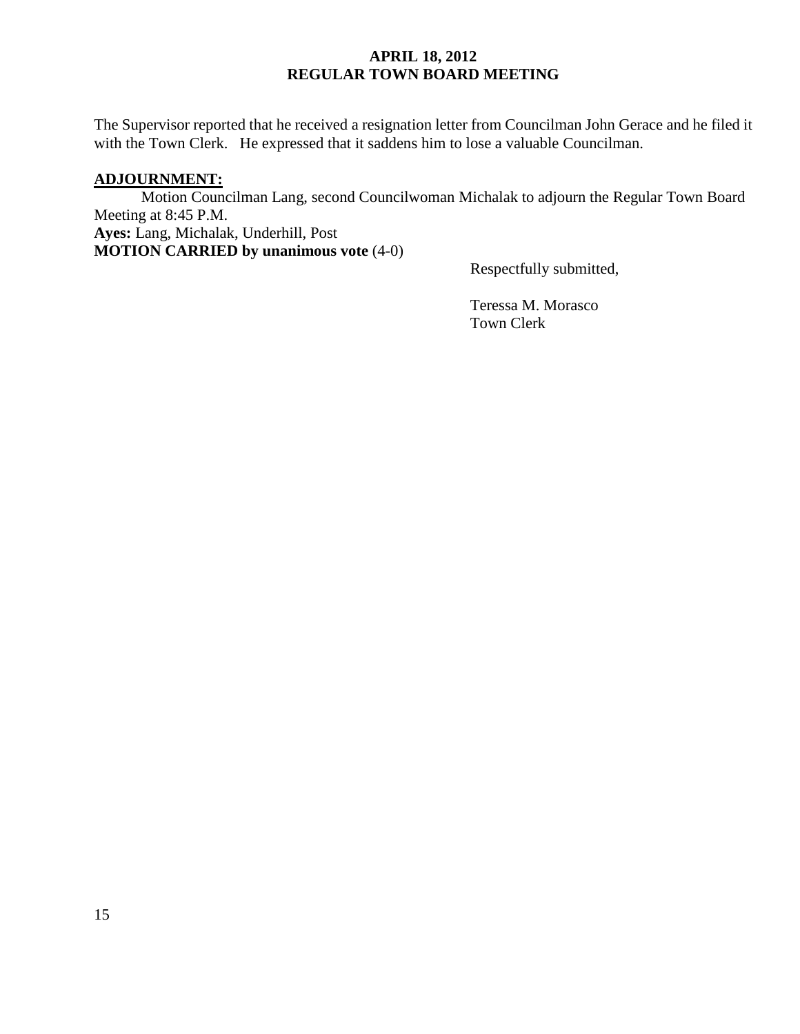The Supervisor reported that he received a resignation letter from Councilman John Gerace and he filed it with the Town Clerk. He expressed that it saddens him to lose a valuable Councilman.

**ADJOURNMENT:**

Motion Councilman Lang, second Councilwoman Michalak to adjourn the Regular Town Board Meeting at 8:45 P.M.
**Ayes:** Lang, Michalak, Underhill, Post
**MOTION CARRIED by unanimous vote** (4-0)

Respectfully submitted,

Teressa M. Morasco
Town Clerk